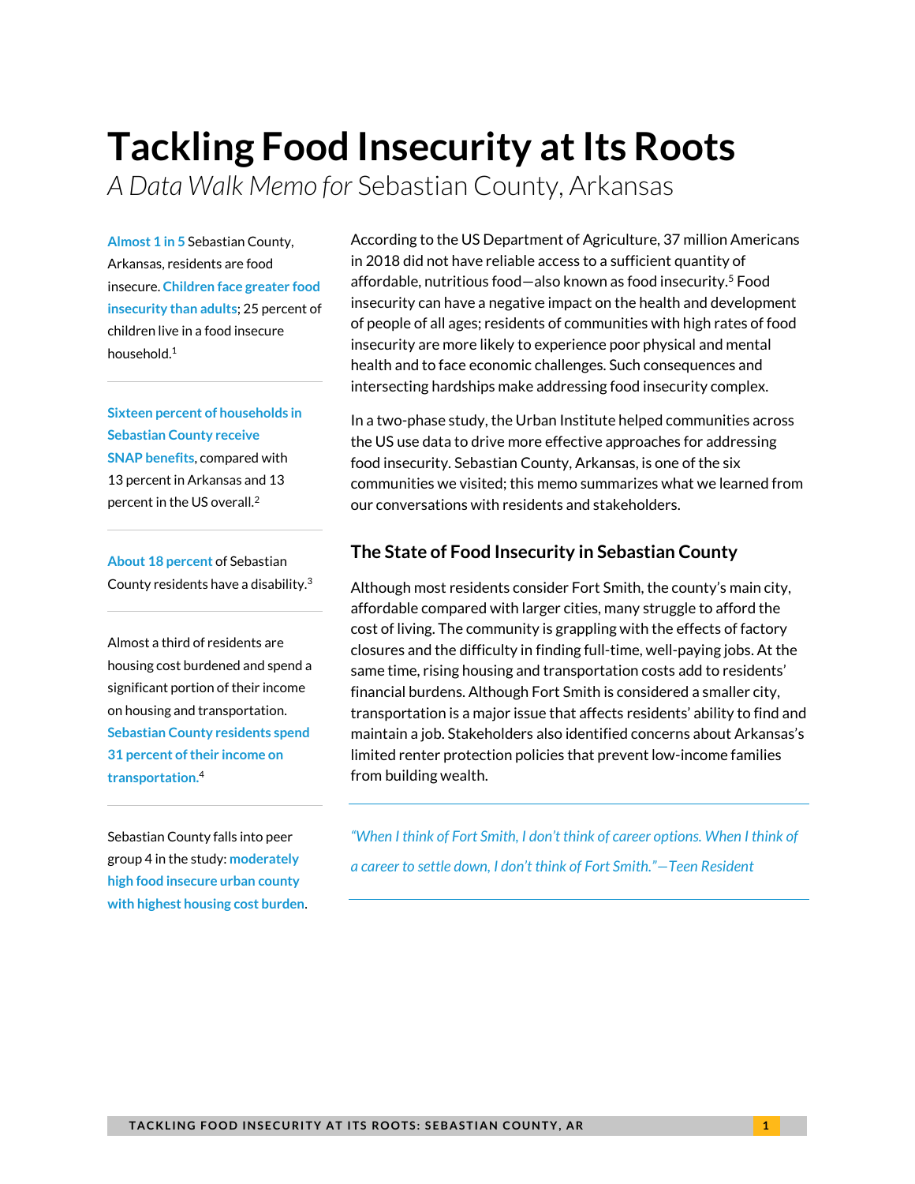# Tackling Food Insecurity at Its Roots

*A Data Walk Memo for* Sebastian County, Arkansas

**Almost 1 in 5** Sebastian County, Arkansas, residents are food insecure. **Children face greater food insecurity than adults**; 25 percent of children live in a food insecure household.[1]

**Sixteen percent of households in Sebastian County receive SNAP benefits**, compared with 13 percent in Arkansas and 13 percent in the US overall.[2]

**About 18 percent** of Sebastian County residents have a disability.[3]

Almost a third of residents are housing cost burdened and spend a significant portion of their income on housing and transportation. **Sebastian County residents spend 31 percent of their income on transportation.**[4]

Sebastian County falls into peer group 4 in the study: **moderately high food insecure urban county with highest housing cost burden**.

According to the US Department of Agriculture, 37 million Americans in 2018 did not have reliable access to a sufficient quantity of affordable, nutritious food—also known as food insecurity.[5] Food insecurity can have a negative impact on the health and development of people of all ages; residents of communities with high rates of food insecurity are more likely to experience poor physical and mental health and to face economic challenges. Such consequences and intersecting hardships make addressing food insecurity complex.

In a two-phase study, the Urban Institute helped communities across the US use data to drive more effective approaches for addressing food insecurity. Sebastian County, Arkansas, is one of the six communities we visited; this memo summarizes what we learned from our conversations with residents and stakeholders.

## The State of Food Insecurity in Sebastian County

Although most residents consider Fort Smith, the county's main city, affordable compared with larger cities, many struggle to afford the cost of living. The community is grappling with the effects of factory closures and the difficulty in finding full-time, well-paying jobs. At the same time, rising housing and transportation costs add to residents' financial burdens. Although Fort Smith is considered a smaller city, transportation is a major issue that affects residents' ability to find and maintain a job. Stakeholders also identified concerns about Arkansas's limited renter protection policies that prevent low-income families from building wealth.

> *"When I think of Fort Smith, I don't think of career options. When I think of a career to settle down, I don't think of Fort Smith."—Teen Resident*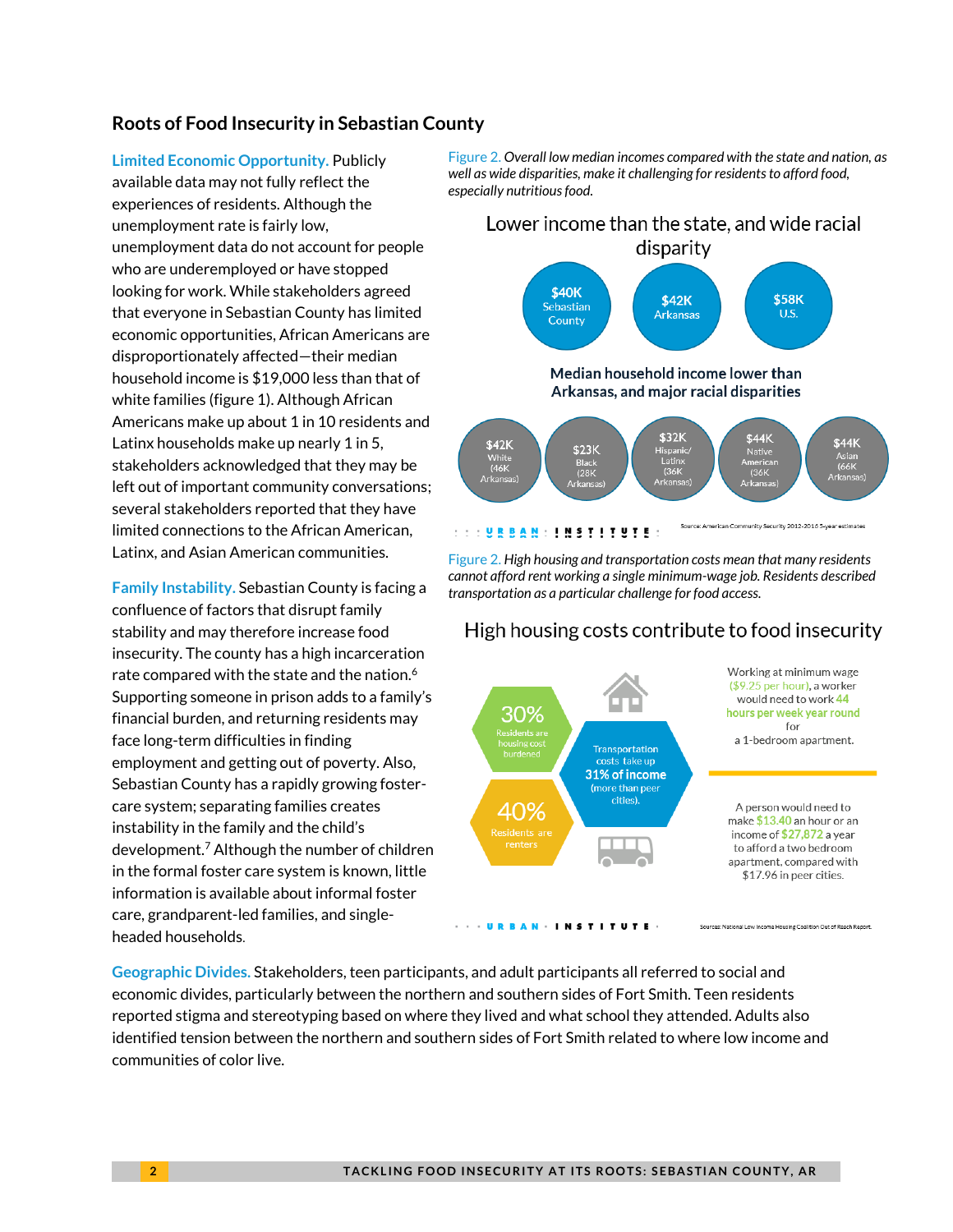## Roots of Food Insecurity in Sebastian County

**Limited Economic Opportunity.** Publicly available data may not fully reflect the experiences of residents. Although the unemployment rate is fairly low, unemployment data do not account for people who are underemployed or have stopped looking for work. While stakeholders agreed that everyone in Sebastian County has limited economic opportunities, African Americans are disproportionately affected—their median household income is $19,000 less than that of white families (figure 1). Although African Americans make up about 1 in 10 residents and Latinx households make up nearly 1 in 5, stakeholders acknowledged that they may be left out of important community conversations; several stakeholders reported that they have limited connections to the African American, Latinx, and Asian American communities.

**Family Instability.** Sebastian County is facing a confluence of factors that disrupt family stability and may therefore increase food insecurity. The county has a high incarceration rate compared with the state and the nation.[6] Supporting someone in prison adds to a family's financial burden, and returning residents may face long-term difficulties in finding employment and getting out of poverty. Also, Sebastian County has a rapidly growing foster-care system; separating families creates instability in the family and the child's development.[7] Although the number of children in the formal foster care system is known, little information is available about informal foster care, grandparent-led families, and single-headed households.

Figure 2. *Overall low median incomes compared with the state and nation, as well as wide disparities, make it challenging for residents to afford food, especially nutritious food.*

### Lower income than the state, and wide racial disparity

$40K Sebastian County | $42K Arkansas | $58K U.S.

**Median household income lower than Arkansas, and major racial disparities**

| $42K White ($46K Arkansas) | $23K Black ($28K Arkansas) | $32K Hispanic/Latinx ($36K Arkansas) | $44K Native American ($36K Arkansas) | $44K Asian ($66K Arkansas) |
|---|---|---|---|---|

URBAN INSTITUTE

Source: American Community Security 2012-2016 5-year estimates

Figure 2. *High housing and transportation costs mean that many residents cannot afford rent working a single minimum-wage job. Residents described transportation as a particular challenge for food access.*

### High housing costs contribute to food insecurity

- 30% Residents are housing cost burdened
- 40% Residents are renters
- Transportation costs take up 31% of income (more than peer cities).

Working at minimum wage ($9.25 per hour), a worker would need to work 44 hours per week year round for a 1-bedroom apartment.

A person would need to make $13.40 an hour or an income of $27,872 a year to afford a two bedroom apartment, compared with $17.96 in peer cities.

URBAN INSTITUTE

Sources: National Low Income Housing Coalition Out of Reach Report.

**Geographic Divides.** Stakeholders, teen participants, and adult participants all referred to social and economic divides, particularly between the northern and southern sides of Fort Smith. Teen residents reported stigma and stereotyping based on where they lived and what school they attended. Adults also identified tension between the northern and southern sides of Fort Smith related to where low income and communities of color live.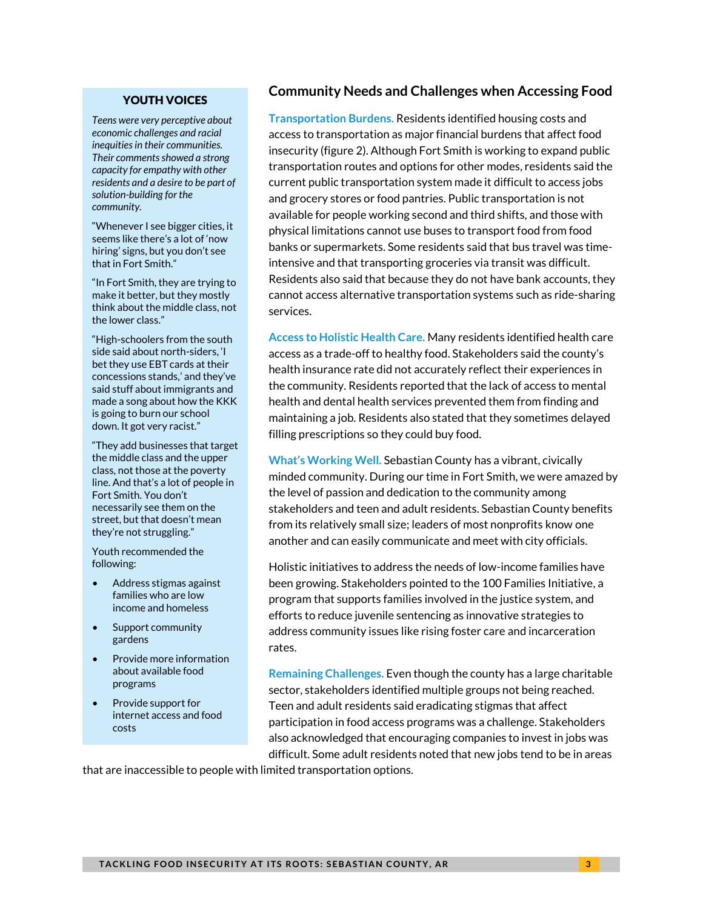## YOUTH VOICES

*Teens were very perceptive about economic challenges and racial inequities in their communities. Their comments showed a strong capacity for empathy with other residents and a desire to be part of solution-building for the community.*

"Whenever I see bigger cities, it seems like there's a lot of 'now hiring' signs, but you don't see that in Fort Smith."

"In Fort Smith, they are trying to make it better, but they mostly think about the middle class, not the lower class."

"High-schoolers from the south side said about north-siders, 'I bet they use EBT cards at their concessions stands,' and they've said stuff about immigrants and made a song about how the KKK is going to burn our school down. It got very racist."

"They add businesses that target the middle class and the upper class, not those at the poverty line. And that's a lot of people in Fort Smith. You don't necessarily see them on the street, but that doesn't mean they're not struggling."

Youth recommended the following:

- Address stigmas against families who are low income and homeless
- Support community gardens
- Provide more information about available food programs
- Provide support for internet access and food costs

## Community Needs and Challenges when Accessing Food

**Transportation Burdens.** Residents identified housing costs and access to transportation as major financial burdens that affect food insecurity (figure 2). Although Fort Smith is working to expand public transportation routes and options for other modes, residents said the current public transportation system made it difficult to access jobs and grocery stores or food pantries. Public transportation is not available for people working second and third shifts, and those with physical limitations cannot use buses to transport food from food banks or supermarkets. Some residents said that bus travel was time-intensive and that transporting groceries via transit was difficult. Residents also said that because they do not have bank accounts, they cannot access alternative transportation systems such as ride-sharing services.

**Access to Holistic Health Care.** Many residents identified health care access as a trade-off to healthy food. Stakeholders said the county's health insurance rate did not accurately reflect their experiences in the community. Residents reported that the lack of access to mental health and dental health services prevented them from finding and maintaining a job. Residents also stated that they sometimes delayed filling prescriptions so they could buy food.

**What's Working Well.** Sebastian County has a vibrant, civically minded community. During our time in Fort Smith, we were amazed by the level of passion and dedication to the community among stakeholders and teen and adult residents. Sebastian County benefits from its relatively small size; leaders of most nonprofits know one another and can easily communicate and meet with city officials.

Holistic initiatives to address the needs of low-income families have been growing. Stakeholders pointed to the 100 Families Initiative, a program that supports families involved in the justice system, and efforts to reduce juvenile sentencing as innovative strategies to address community issues like rising foster care and incarceration rates.

**Remaining Challenges.** Even though the county has a large charitable sector, stakeholders identified multiple groups not being reached. Teen and adult residents said eradicating stigmas that affect participation in food access programs was a challenge. Stakeholders also acknowledged that encouraging companies to invest in jobs was difficult. Some adult residents noted that new jobs tend to be in areas that are inaccessible to people with limited transportation options.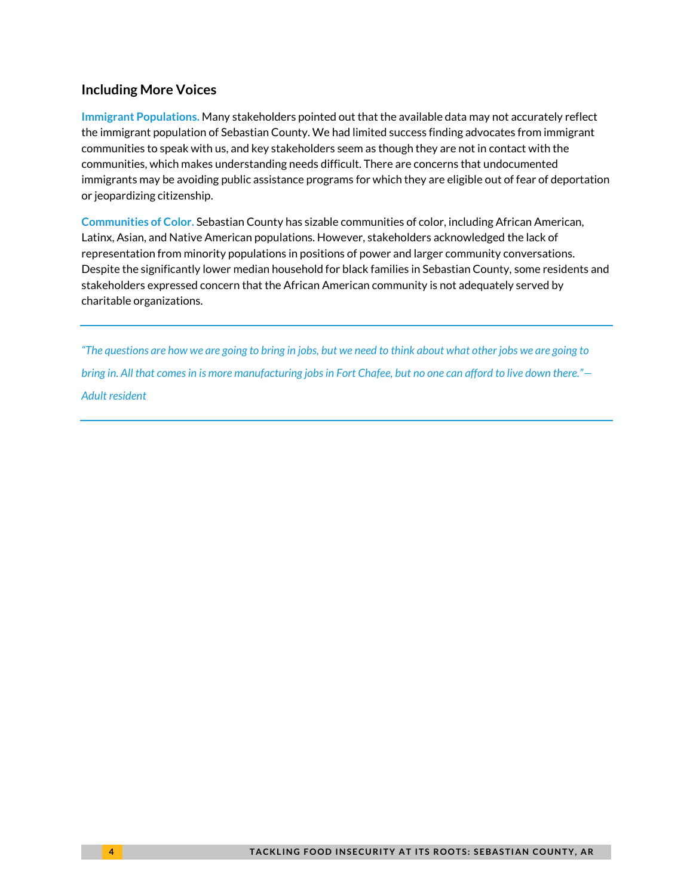### Including More Voices

**Immigrant Populations.** Many stakeholders pointed out that the available data may not accurately reflect the immigrant population of Sebastian County. We had limited success finding advocates from immigrant communities to speak with us, and key stakeholders seem as though they are not in contact with the communities, which makes understanding needs difficult. There are concerns that undocumented immigrants may be avoiding public assistance programs for which they are eligible out of fear of deportation or jeopardizing citizenship.

**Communities of Color.** Sebastian County has sizable communities of color, including African American, Latinx, Asian, and Native American populations. However, stakeholders acknowledged the lack of representation from minority populations in positions of power and larger community conversations. Despite the significantly lower median household for black families in Sebastian County, some residents and stakeholders expressed concern that the African American community is not adequately served by charitable organizations.

---

*"The questions are how we are going to bring in jobs, but we need to think about what other jobs we are going to bring in. All that comes in is more manufacturing jobs in Fort Chafee, but no one can afford to live down there."—Adult resident*

---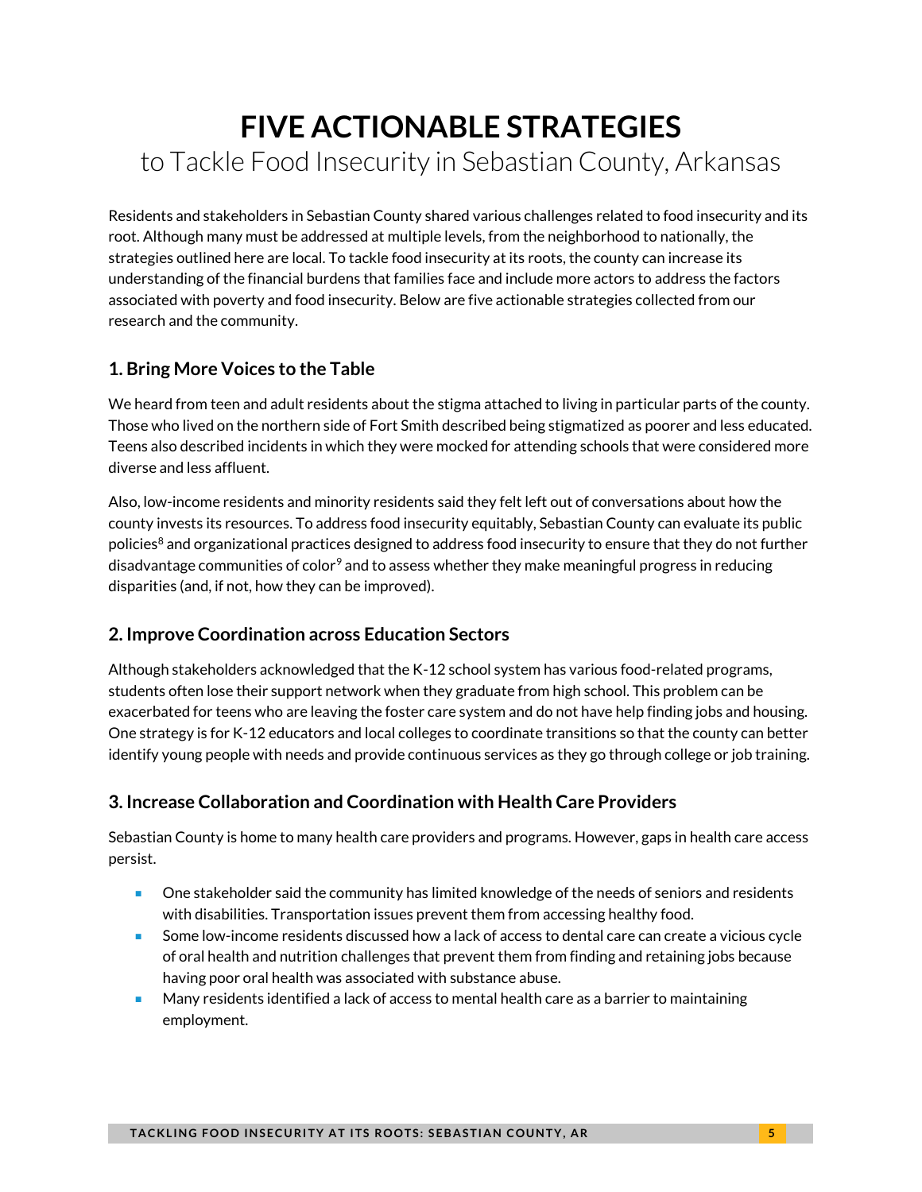# FIVE ACTIONABLE STRATEGIES

to Tackle Food Insecurity in Sebastian County, Arkansas

Residents and stakeholders in Sebastian County shared various challenges related to food insecurity and its root. Although many must be addressed at multiple levels, from the neighborhood to nationally, the strategies outlined here are local. To tackle food insecurity at its roots, the county can increase its understanding of the financial burdens that families face and include more actors to address the factors associated with poverty and food insecurity. Below are five actionable strategies collected from our research and the community.

## 1. Bring More Voices to the Table

We heard from teen and adult residents about the stigma attached to living in particular parts of the county. Those who lived on the northern side of Fort Smith described being stigmatized as poorer and less educated. Teens also described incidents in which they were mocked for attending schools that were considered more diverse and less affluent.

Also, low-income residents and minority residents said they felt left out of conversations about how the county invests its resources. To address food insecurity equitably, Sebastian County can evaluate its public policies[8] and organizational practices designed to address food insecurity to ensure that they do not further disadvantage communities of color[9] and to assess whether they make meaningful progress in reducing disparities (and, if not, how they can be improved).

## 2. Improve Coordination across Education Sectors

Although stakeholders acknowledged that the K-12 school system has various food-related programs, students often lose their support network when they graduate from high school. This problem can be exacerbated for teens who are leaving the foster care system and do not have help finding jobs and housing. One strategy is for K-12 educators and local colleges to coordinate transitions so that the county can better identify young people with needs and provide continuous services as they go through college or job training.

## 3. Increase Collaboration and Coordination with Health Care Providers

Sebastian County is home to many health care providers and programs. However, gaps in health care access persist.

- One stakeholder said the community has limited knowledge of the needs of seniors and residents with disabilities. Transportation issues prevent them from accessing healthy food.
- Some low-income residents discussed how a lack of access to dental care can create a vicious cycle of oral health and nutrition challenges that prevent them from finding and retaining jobs because having poor oral health was associated with substance abuse.
- Many residents identified a lack of access to mental health care as a barrier to maintaining employment.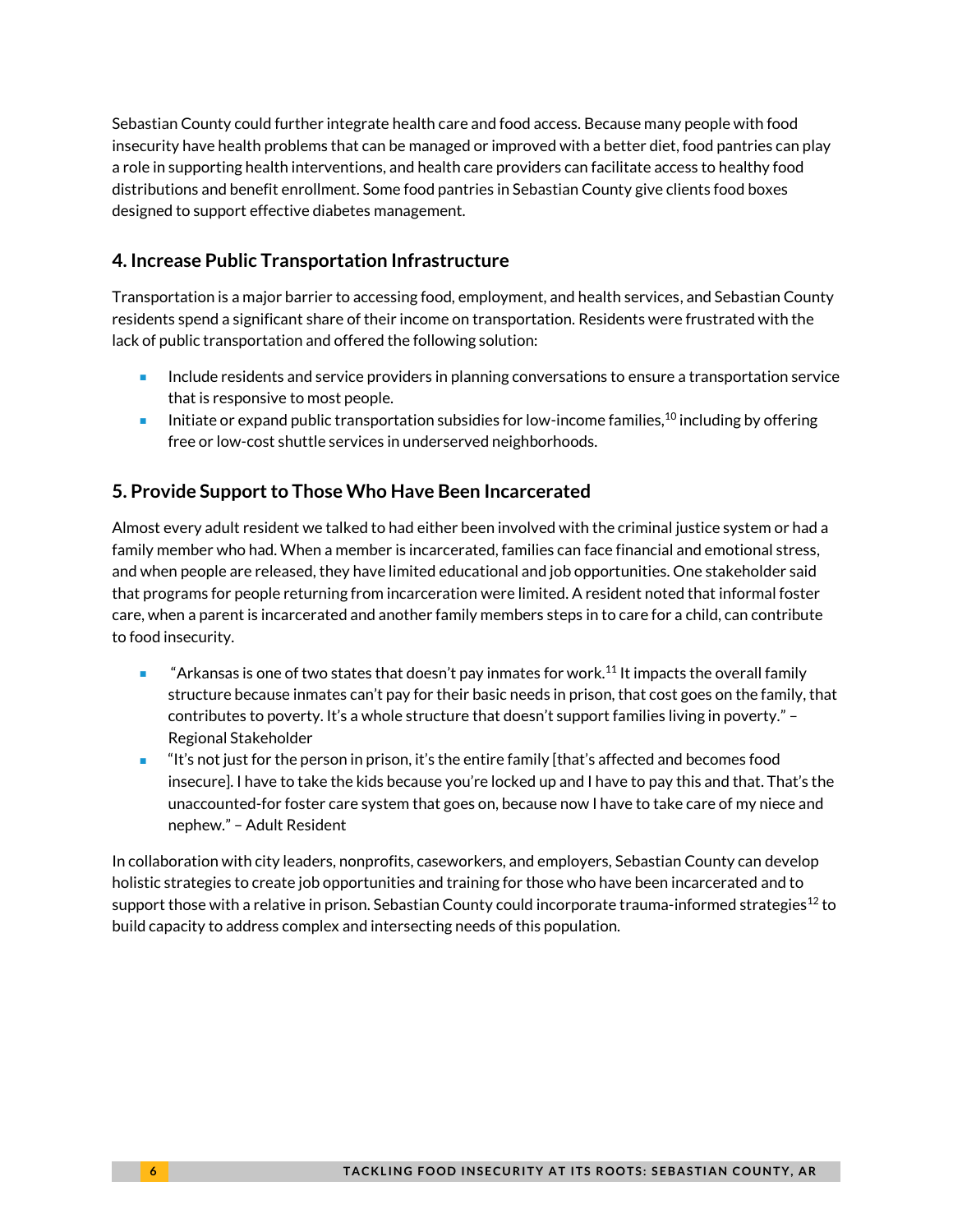Sebastian County could further integrate health care and food access. Because many people with food insecurity have health problems that can be managed or improved with a better diet, food pantries can play a role in supporting health interventions, and health care providers can facilitate access to healthy food distributions and benefit enrollment. Some food pantries in Sebastian County give clients food boxes designed to support effective diabetes management.

## 4. Increase Public Transportation Infrastructure

Transportation is a major barrier to accessing food, employment, and health services, and Sebastian County residents spend a significant share of their income on transportation. Residents were frustrated with the lack of public transportation and offered the following solution:

- Include residents and service providers in planning conversations to ensure a transportation service that is responsive to most people.
- Initiate or expand public transportation subsidies for low-income families,[10] including by offering free or low-cost shuttle services in underserved neighborhoods.

## 5. Provide Support to Those Who Have Been Incarcerated

Almost every adult resident we talked to had either been involved with the criminal justice system or had a family member who had. When a member is incarcerated, families can face financial and emotional stress, and when people are released, they have limited educational and job opportunities. One stakeholder said that programs for people returning from incarceration were limited. A resident noted that informal foster care, when a parent is incarcerated and another family members steps in to care for a child, can contribute to food insecurity.

- "Arkansas is one of two states that doesn't pay inmates for work.[11] It impacts the overall family structure because inmates can't pay for their basic needs in prison, that cost goes on the family, that contributes to poverty. It's a whole structure that doesn't support families living in poverty." – Regional Stakeholder
- "It's not just for the person in prison, it's the entire family [that's affected and becomes food insecure]. I have to take the kids because you're locked up and I have to pay this and that. That's the unaccounted-for foster care system that goes on, because now I have to take care of my niece and nephew." – Adult Resident

In collaboration with city leaders, nonprofits, caseworkers, and employers, Sebastian County can develop holistic strategies to create job opportunities and training for those who have been incarcerated and to support those with a relative in prison. Sebastian County could incorporate trauma-informed strategies[12] to build capacity to address complex and intersecting needs of this population.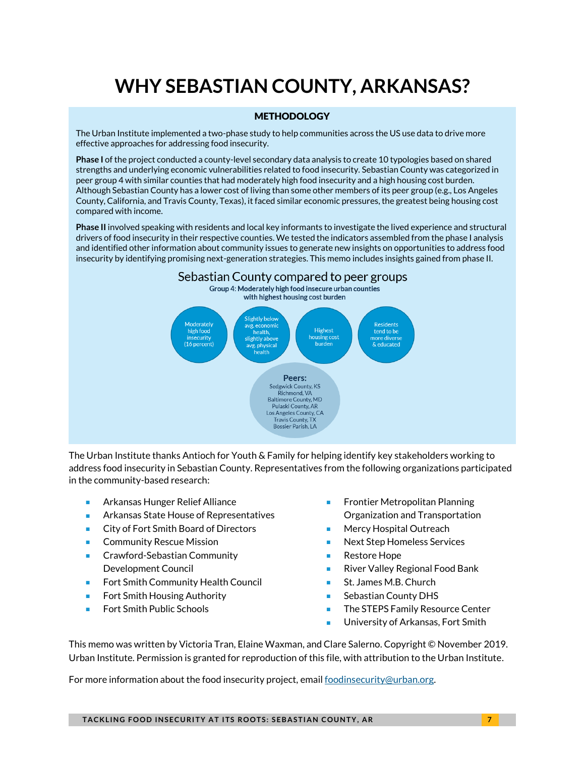# WHY SEBASTIAN COUNTY, ARKANSAS?

## METHODOLOGY

The Urban Institute implemented a two-phase study to help communities across the US use data to drive more effective approaches for addressing food insecurity.

**Phase I** of the project conducted a county-level secondary data analysis to create 10 typologies based on shared strengths and underlying economic vulnerabilities related to food insecurity. Sebastian County was categorized in peer group 4 with similar counties that had moderately high food insecurity and a high housing cost burden. Although Sebastian County has a lower cost of living than some other members of its peer group (e.g., Los Angeles County, California, and Travis County, Texas), it faced similar economic pressures, the greatest being housing cost compared with income.

**Phase II** involved speaking with residents and local key informants to investigate the lived experience and structural drivers of food insecurity in their respective counties. We tested the indicators assembled from the phase I analysis and identified other information about community issues to generate new insights on opportunities to address food insecurity by identifying promising next-generation strategies. This memo includes insights gained from phase II.

### Sebastian County compared to peer groups

**Group 4: Moderately high food insecure urban counties with highest housing cost burden**

- Moderately high food insecurity (16 percent)
- Slightly below avg. economic health, slightly above avg. physical health
- Highest housing cost burden
- Residents tend to be more diverse & educated

**Peers:**
Sedgwick County, KS
Richmond, VA
Baltimore County, MD
Pulaski County, AR
Los Angeles County, CA
Travis County, TX
Bossier Parish, LA

The Urban Institute thanks Antioch for Youth & Family for helping identify key stakeholders working to address food insecurity in Sebastian County. Representatives from the following organizations participated in the community-based research:

- Arkansas Hunger Relief Alliance
- Arkansas State House of Representatives
- City of Fort Smith Board of Directors
- Community Rescue Mission
- Crawford-Sebastian Community Development Council
- Fort Smith Community Health Council
- Fort Smith Housing Authority
- Fort Smith Public Schools
- Frontier Metropolitan Planning Organization and Transportation
- Mercy Hospital Outreach
- Next Step Homeless Services
- Restore Hope
- River Valley Regional Food Bank
- St. James M.B. Church
- Sebastian County DHS
- The STEPS Family Resource Center
- University of Arkansas, Fort Smith

This memo was written by Victoria Tran, Elaine Waxman, and Clare Salerno. Copyright © November 2019. Urban Institute. Permission is granted for reproduction of this file, with attribution to the Urban Institute.

For more information about the food insecurity project, email foodinsecurity@urban.org.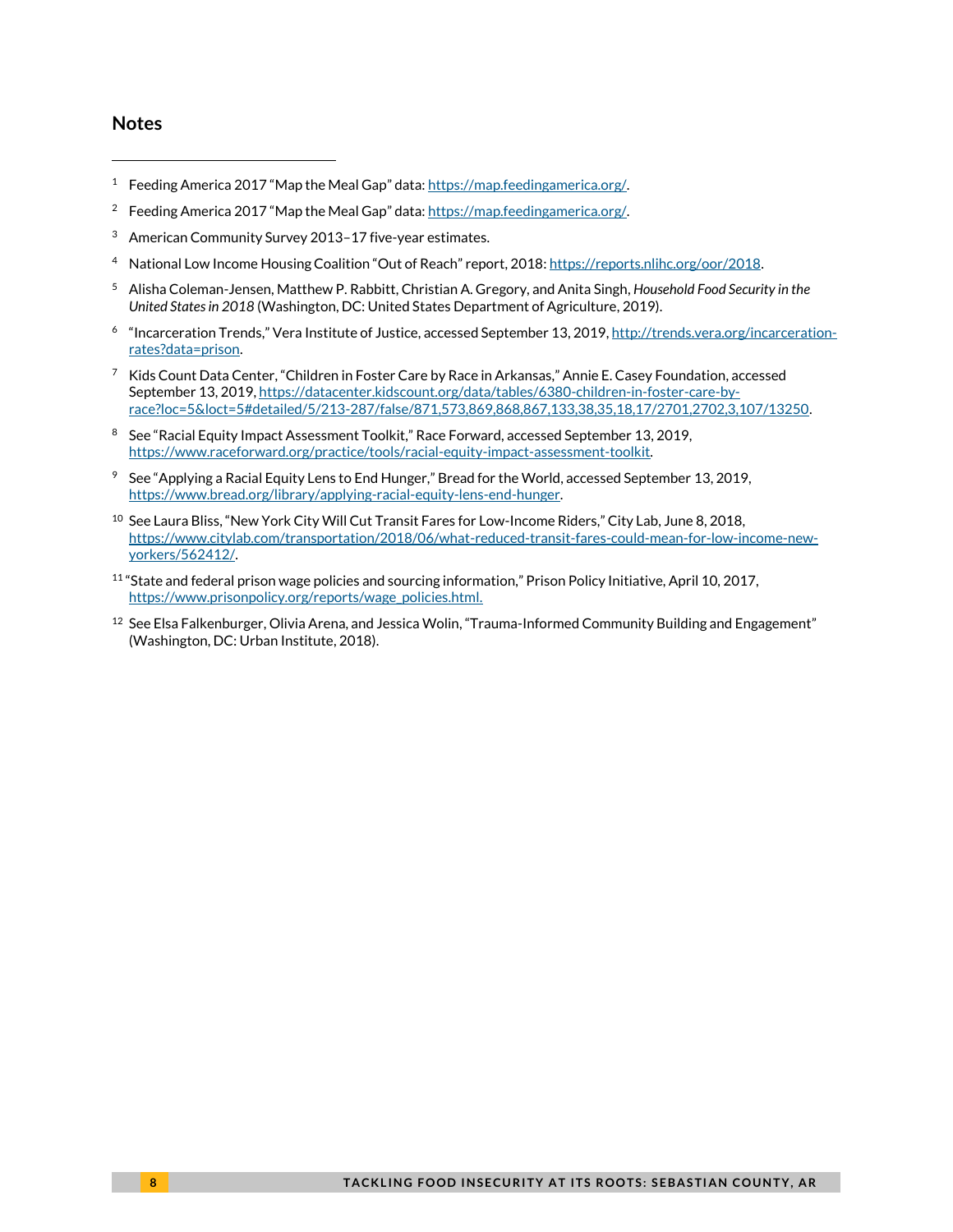## Notes

1. Feeding America 2017 "Map the Meal Gap" data: https://map.feedingamerica.org/.
2. Feeding America 2017 "Map the Meal Gap" data: https://map.feedingamerica.org/.
3. American Community Survey 2013–17 five-year estimates.
4. National Low Income Housing Coalition "Out of Reach" report, 2018: https://reports.nlihc.org/oor/2018.
5. Alisha Coleman-Jensen, Matthew P. Rabbitt, Christian A. Gregory, and Anita Singh, *Household Food Security in the United States in 2018* (Washington, DC: United States Department of Agriculture, 2019).
6. "Incarceration Trends," Vera Institute of Justice, accessed September 13, 2019, http://trends.vera.org/incarceration-rates?data=prison.
7. Kids Count Data Center, "Children in Foster Care by Race in Arkansas," Annie E. Casey Foundation, accessed September 13, 2019, https://datacenter.kidscount.org/data/tables/6380-children-in-foster-care-by-race?loc=5&loct=5#detailed/5/213-287/false/871,573,869,868,867,133,38,35,18,17/2701,2702,3,107/13250.
8. See "Racial Equity Impact Assessment Toolkit," Race Forward, accessed September 13, 2019, https://www.raceforward.org/practice/tools/racial-equity-impact-assessment-toolkit.
9. See "Applying a Racial Equity Lens to End Hunger," Bread for the World, accessed September 13, 2019, https://www.bread.org/library/applying-racial-equity-lens-end-hunger.
10. See Laura Bliss, "New York City Will Cut Transit Fares for Low-Income Riders," City Lab, June 8, 2018, https://www.citylab.com/transportation/2018/06/what-reduced-transit-fares-could-mean-for-low-income-new-yorkers/562412/.
11. "State and federal prison wage policies and sourcing information," Prison Policy Initiative, April 10, 2017, https://www.prisonpolicy.org/reports/wage_policies.html.
12. See Elsa Falkenburger, Olivia Arena, and Jessica Wolin, "Trauma-Informed Community Building and Engagement" (Washington, DC: Urban Institute, 2018).